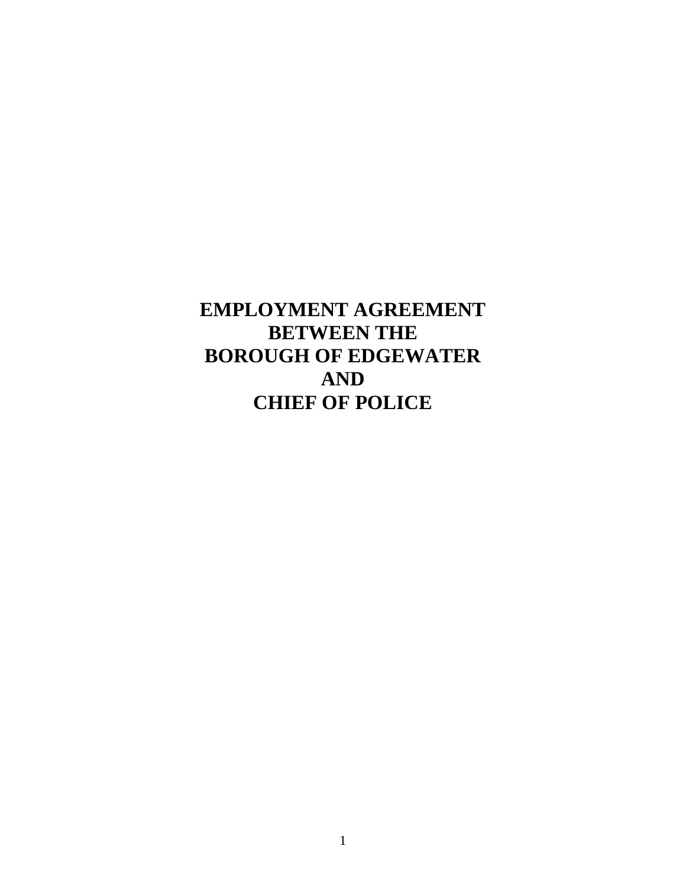# EMPLOYMENT AGREEMENT
# BETWEEN THE
# BOROUGH OF EDGEWATER
# AND
# CHIEF OF POLICE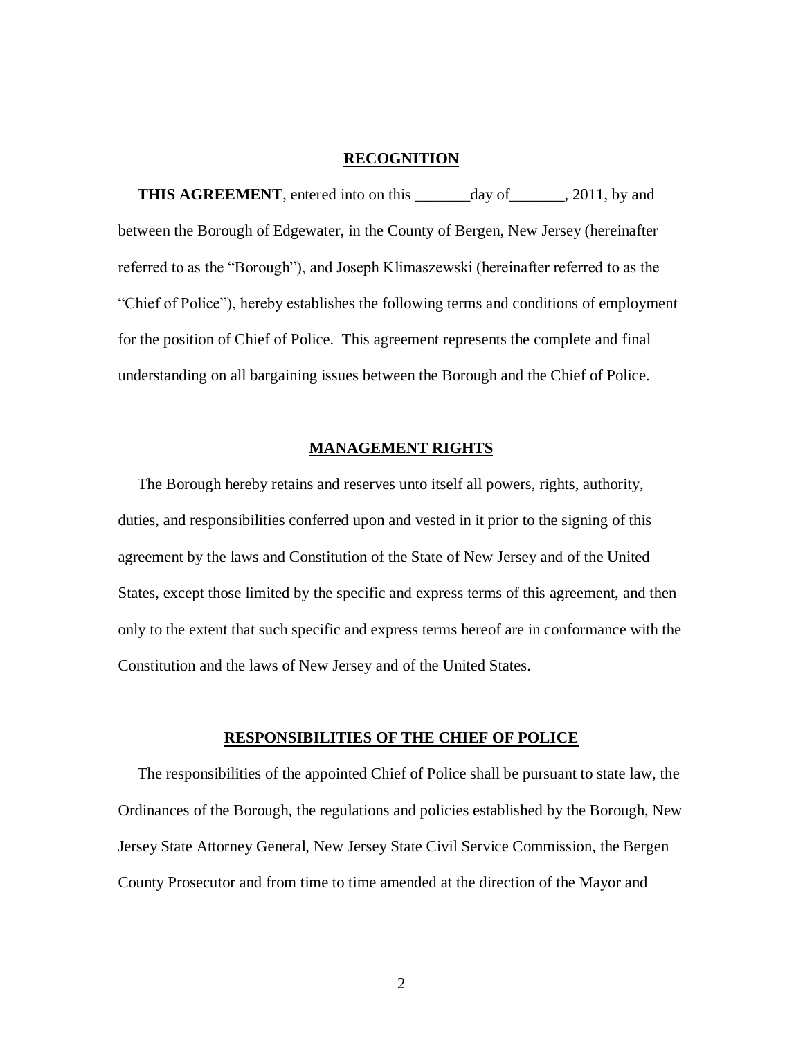## RECOGNITION

**THIS AGREEMENT**, entered into on this _______day of_______, 2011, by and between the Borough of Edgewater, in the County of Bergen, New Jersey (hereinafter referred to as the "Borough"), and Joseph Klimaszewski (hereinafter referred to as the "Chief of Police"), hereby establishes the following terms and conditions of employment for the position of Chief of Police. This agreement represents the complete and final understanding on all bargaining issues between the Borough and the Chief of Police.

## MANAGEMENT RIGHTS

The Borough hereby retains and reserves unto itself all powers, rights, authority, duties, and responsibilities conferred upon and vested in it prior to the signing of this agreement by the laws and Constitution of the State of New Jersey and of the United States, except those limited by the specific and express terms of this agreement, and then only to the extent that such specific and express terms hereof are in conformance with the Constitution and the laws of New Jersey and of the United States.

## RESPONSIBILITIES OF THE CHIEF OF POLICE

The responsibilities of the appointed Chief of Police shall be pursuant to state law, the Ordinances of the Borough, the regulations and policies established by the Borough, New Jersey State Attorney General, New Jersey State Civil Service Commission, the Bergen County Prosecutor and from time to time amended at the direction of the Mayor and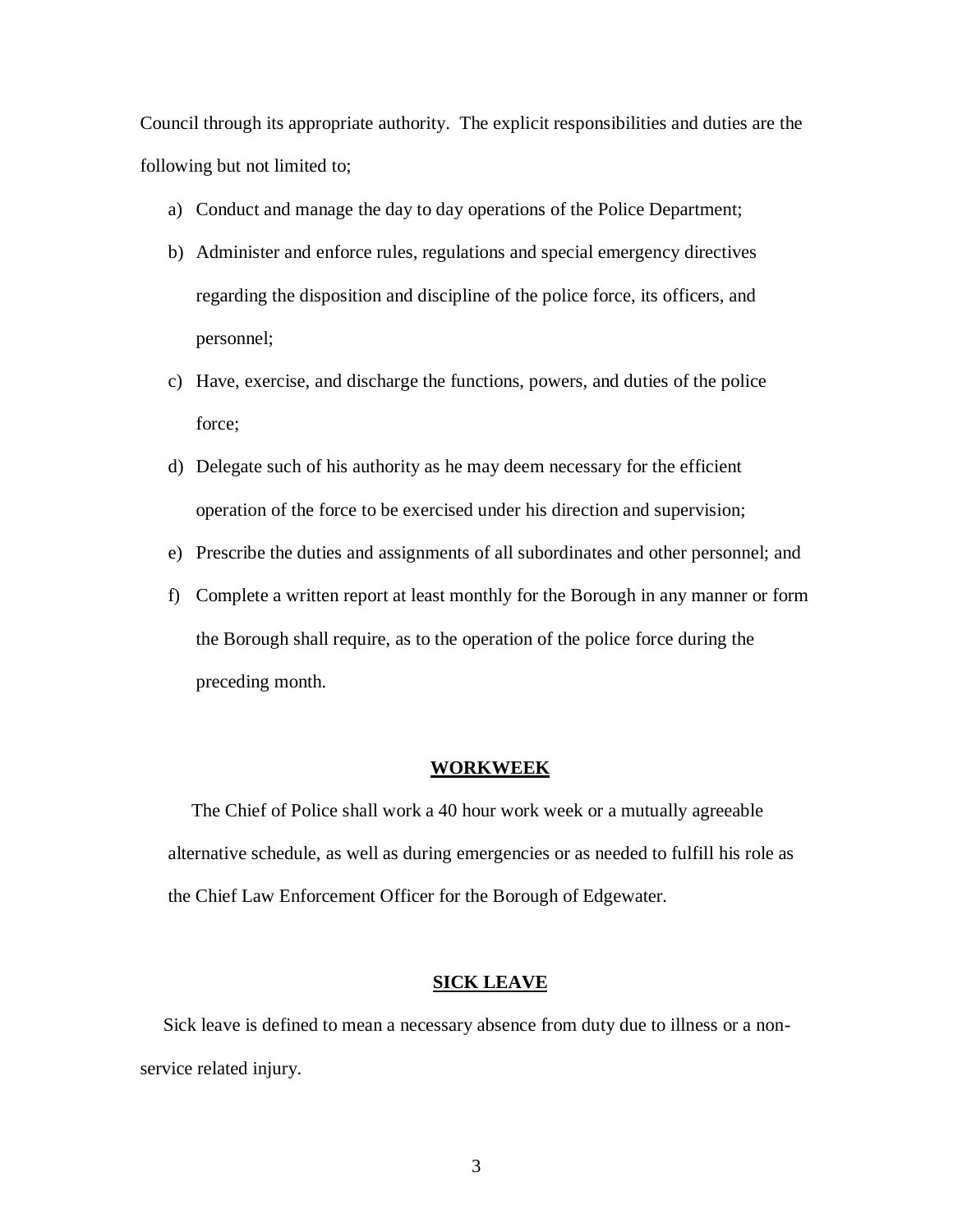Council through its appropriate authority. The explicit responsibilities and duties are the following but not limited to;

a) Conduct and manage the day to day operations of the Police Department;
b) Administer and enforce rules, regulations and special emergency directives regarding the disposition and discipline of the police force, its officers, and personnel;
c) Have, exercise, and discharge the functions, powers, and duties of the police force;
d) Delegate such of his authority as he may deem necessary for the efficient operation of the force to be exercised under his direction and supervision;
e) Prescribe the duties and assignments of all subordinates and other personnel; and
f) Complete a written report at least monthly for the Borough in any manner or form the Borough shall require, as to the operation of the police force during the preceding month.

## WORKWEEK

The Chief of Police shall work a 40 hour work week or a mutually agreeable alternative schedule, as well as during emergencies or as needed to fulfill his role as the Chief Law Enforcement Officer for the Borough of Edgewater.

## SICK LEAVE

Sick leave is defined to mean a necessary absence from duty due to illness or a non-service related injury.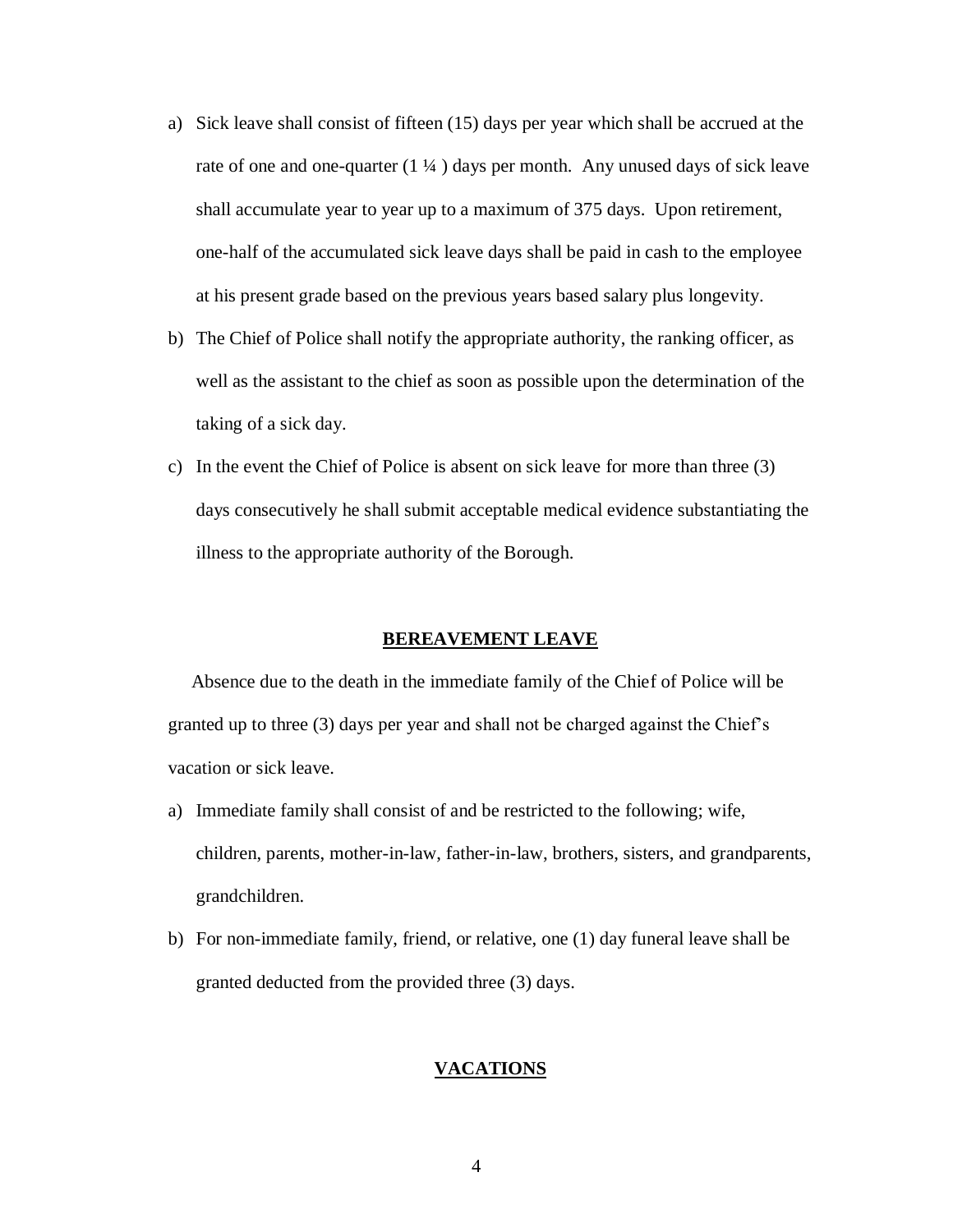a) Sick leave shall consist of fifteen (15) days per year which shall be accrued at the rate of one and one-quarter (1 ¼ ) days per month. Any unused days of sick leave shall accumulate year to year up to a maximum of 375 days. Upon retirement, one-half of the accumulated sick leave days shall be paid in cash to the employee at his present grade based on the previous years based salary plus longevity.

b) The Chief of Police shall notify the appropriate authority, the ranking officer, as well as the assistant to the chief as soon as possible upon the determination of the taking of a sick day.

c) In the event the Chief of Police is absent on sick leave for more than three (3) days consecutively he shall submit acceptable medical evidence substantiating the illness to the appropriate authority of the Borough.

## BEREAVEMENT LEAVE

Absence due to the death in the immediate family of the Chief of Police will be granted up to three (3) days per year and shall not be charged against the Chief's vacation or sick leave.

a) Immediate family shall consist of and be restricted to the following; wife, children, parents, mother-in-law, father-in-law, brothers, sisters, and grandparents, grandchildren.

b) For non-immediate family, friend, or relative, one (1) day funeral leave shall be granted deducted from the provided three (3) days.

## VACATIONS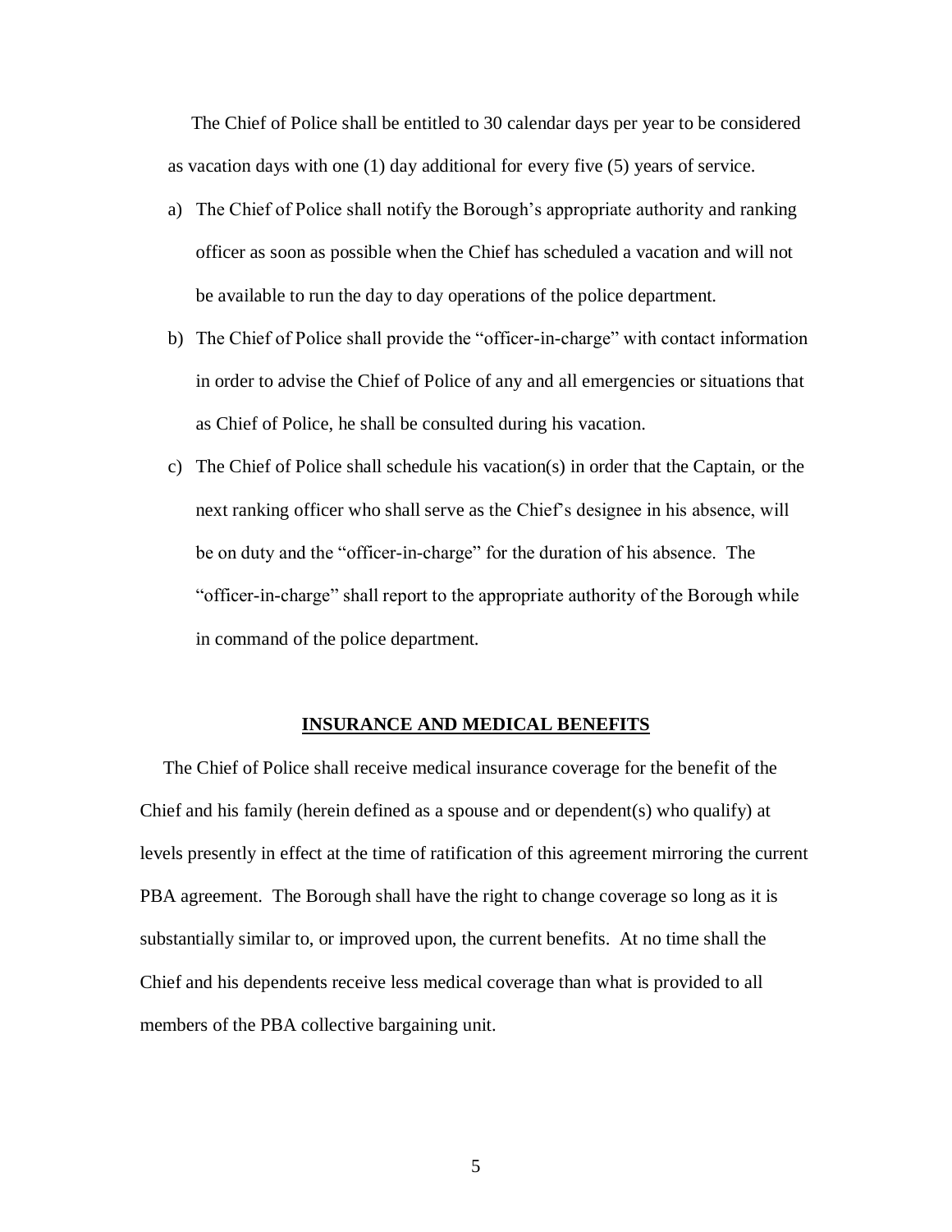The Chief of Police shall be entitled to 30 calendar days per year to be considered as vacation days with one (1) day additional for every five (5) years of service.

a) The Chief of Police shall notify the Borough's appropriate authority and ranking officer as soon as possible when the Chief has scheduled a vacation and will not be available to run the day to day operations of the police department.

b) The Chief of Police shall provide the "officer-in-charge" with contact information in order to advise the Chief of Police of any and all emergencies or situations that as Chief of Police, he shall be consulted during his vacation.

c) The Chief of Police shall schedule his vacation(s) in order that the Captain, or the next ranking officer who shall serve as the Chief's designee in his absence, will be on duty and the "officer-in-charge" for the duration of his absence. The "officer-in-charge" shall report to the appropriate authority of the Borough while in command of the police department.

## INSURANCE AND MEDICAL BENEFITS

The Chief of Police shall receive medical insurance coverage for the benefit of the Chief and his family (herein defined as a spouse and or dependent(s) who qualify) at levels presently in effect at the time of ratification of this agreement mirroring the current PBA agreement. The Borough shall have the right to change coverage so long as it is substantially similar to, or improved upon, the current benefits. At no time shall the Chief and his dependents receive less medical coverage than what is provided to all members of the PBA collective bargaining unit.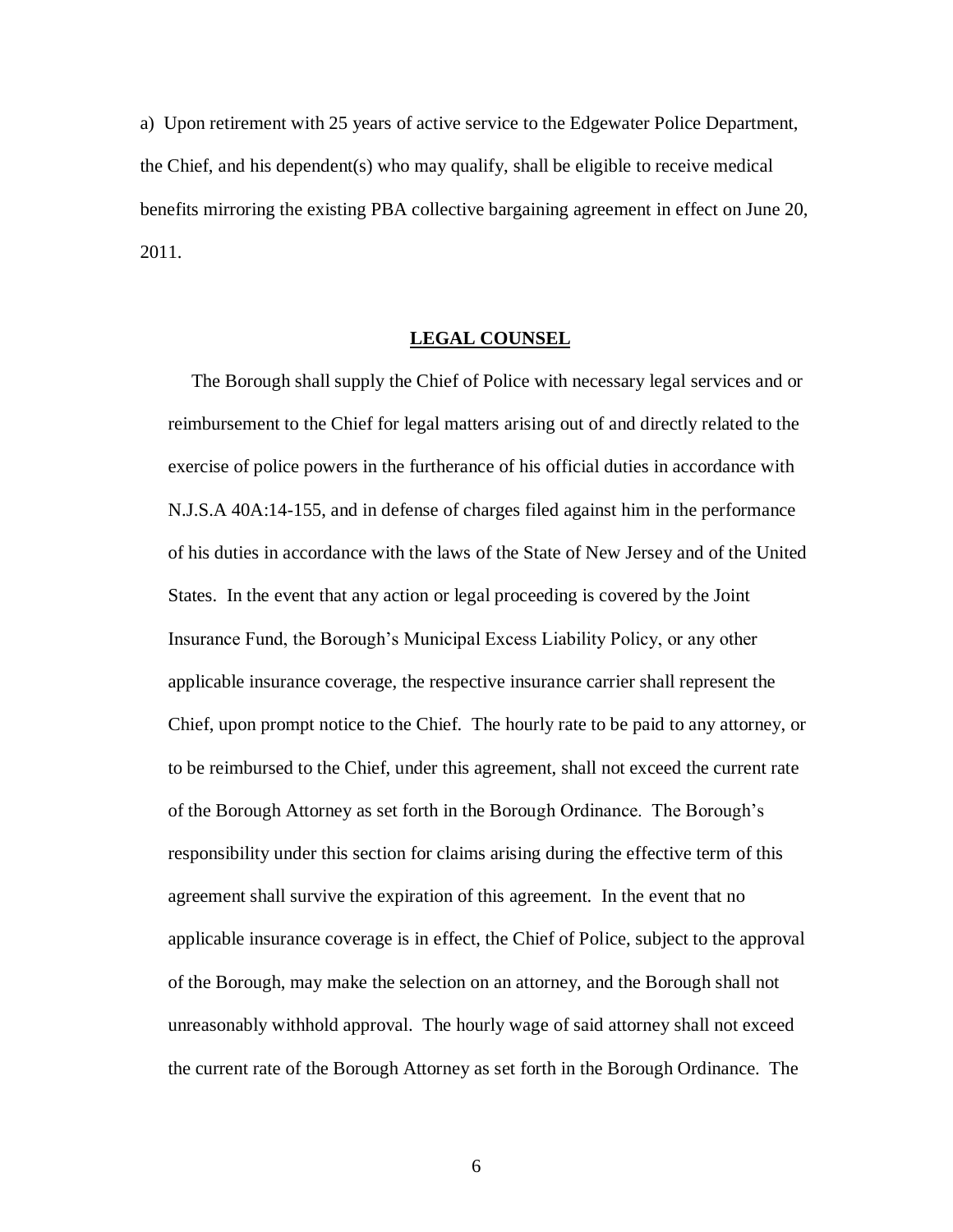a) Upon retirement with 25 years of active service to the Edgewater Police Department, the Chief, and his dependent(s) who may qualify, shall be eligible to receive medical benefits mirroring the existing PBA collective bargaining agreement in effect on June 20, 2011.

## **LEGAL COUNSEL**

The Borough shall supply the Chief of Police with necessary legal services and or reimbursement to the Chief for legal matters arising out of and directly related to the exercise of police powers in the furtherance of his official duties in accordance with N.J.S.A 40A:14-155, and in defense of charges filed against him in the performance of his duties in accordance with the laws of the State of New Jersey and of the United States. In the event that any action or legal proceeding is covered by the Joint Insurance Fund, the Borough's Municipal Excess Liability Policy, or any other applicable insurance coverage, the respective insurance carrier shall represent the Chief, upon prompt notice to the Chief. The hourly rate to be paid to any attorney, or to be reimbursed to the Chief, under this agreement, shall not exceed the current rate of the Borough Attorney as set forth in the Borough Ordinance. The Borough's responsibility under this section for claims arising during the effective term of this agreement shall survive the expiration of this agreement. In the event that no applicable insurance coverage is in effect, the Chief of Police, subject to the approval of the Borough, may make the selection on an attorney, and the Borough shall not unreasonably withhold approval. The hourly wage of said attorney shall not exceed the current rate of the Borough Attorney as set forth in the Borough Ordinance. The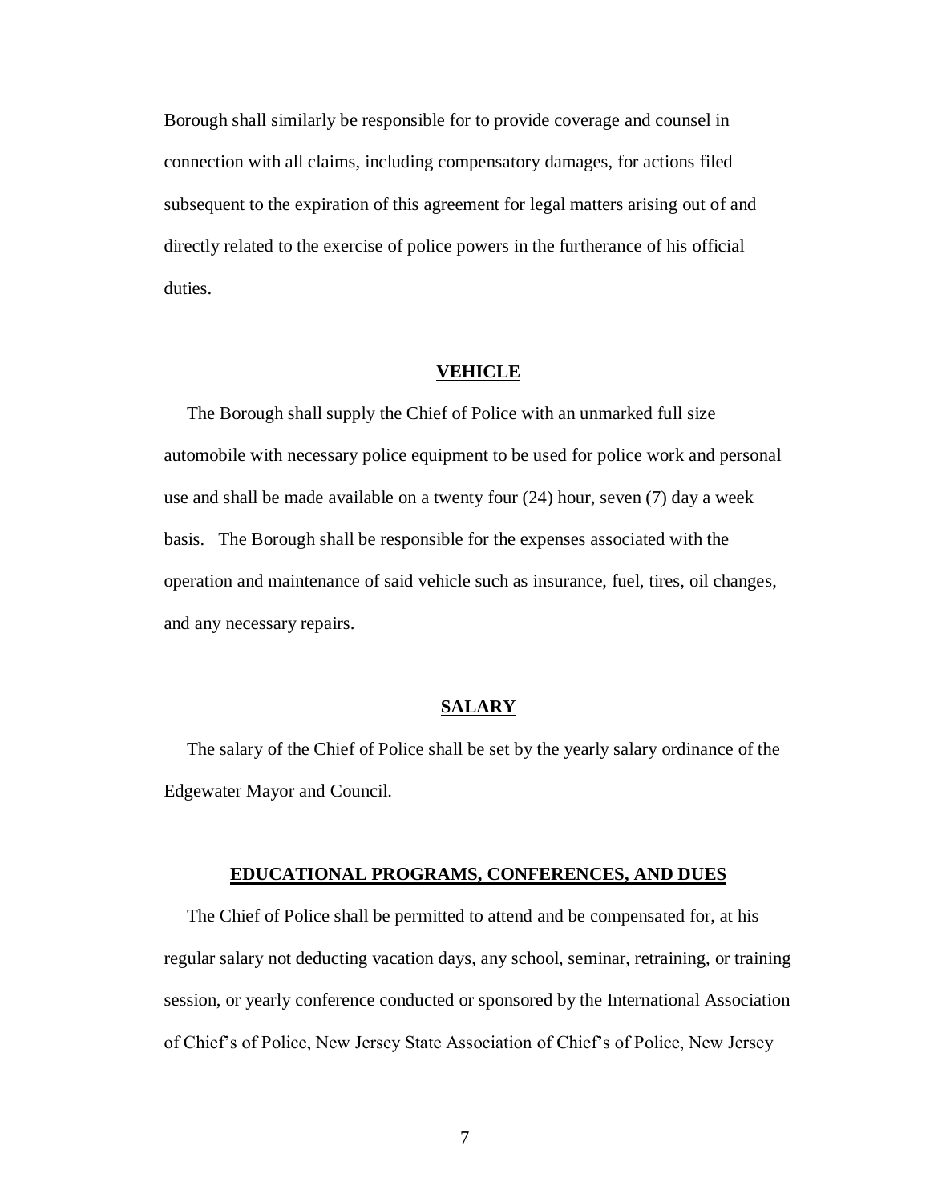Borough shall similarly be responsible for to provide coverage and counsel in connection with all claims, including compensatory damages, for actions filed subsequent to the expiration of this agreement for legal matters arising out of and directly related to the exercise of police powers in the furtherance of his official duties.

## VEHICLE

The Borough shall supply the Chief of Police with an unmarked full size automobile with necessary police equipment to be used for police work and personal use and shall be made available on a twenty four (24) hour, seven (7) day a week basis. The Borough shall be responsible for the expenses associated with the operation and maintenance of said vehicle such as insurance, fuel, tires, oil changes, and any necessary repairs.

## SALARY

The salary of the Chief of Police shall be set by the yearly salary ordinance of the Edgewater Mayor and Council.

## EDUCATIONAL PROGRAMS, CONFERENCES, AND DUES

The Chief of Police shall be permitted to attend and be compensated for, at his regular salary not deducting vacation days, any school, seminar, retraining, or training session, or yearly conference conducted or sponsored by the International Association of Chief's of Police, New Jersey State Association of Chief's of Police, New Jersey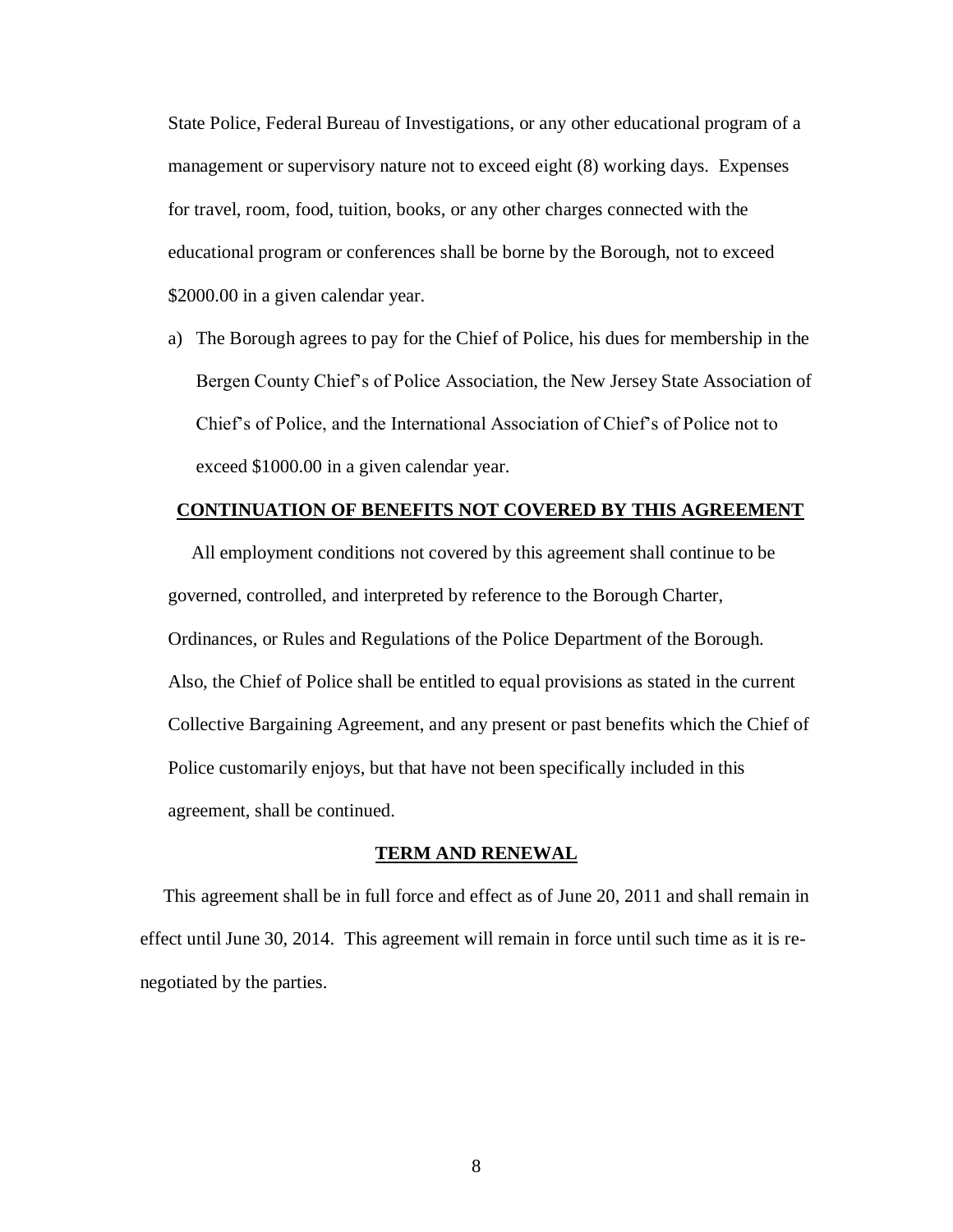State Police, Federal Bureau of Investigations, or any other educational program of a management or supervisory nature not to exceed eight (8) working days. Expenses for travel, room, food, tuition, books, or any other charges connected with the educational program or conferences shall be borne by the Borough, not to exceed $2000.00 in a given calendar year.

a) The Borough agrees to pay for the Chief of Police, his dues for membership in the Bergen County Chief's of Police Association, the New Jersey State Association of Chief's of Police, and the International Association of Chief's of Police not to exceed $1000.00 in a given calendar year.

**CONTINUATION OF BENEFITS NOT COVERED BY THIS AGREEMENT**

All employment conditions not covered by this agreement shall continue to be governed, controlled, and interpreted by reference to the Borough Charter, Ordinances, or Rules and Regulations of the Police Department of the Borough. Also, the Chief of Police shall be entitled to equal provisions as stated in the current Collective Bargaining Agreement, and any present or past benefits which the Chief of Police customarily enjoys, but that have not been specifically included in this agreement, shall be continued.

**TERM AND RENEWAL**

This agreement shall be in full force and effect as of June 20, 2011 and shall remain in effect until June 30, 2014. This agreement will remain in force until such time as it is re-negotiated by the parties.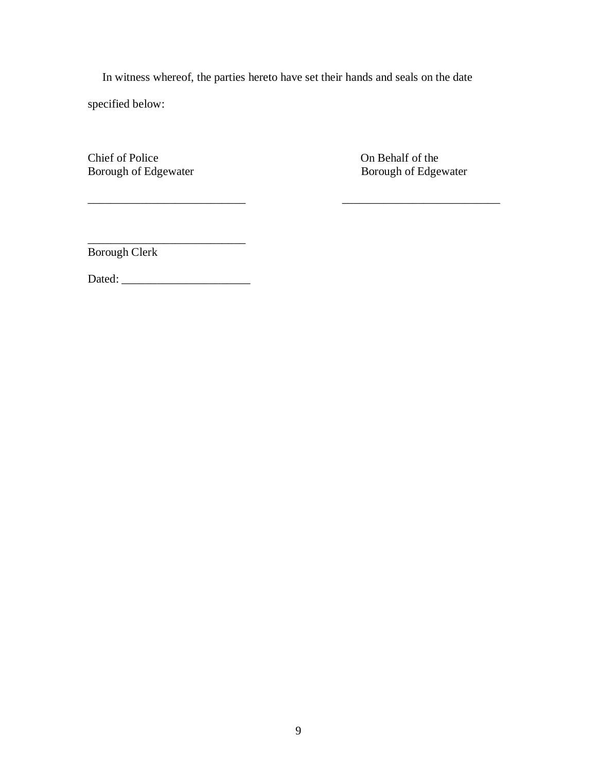In witness whereof, the parties hereto have set their hands and seals on the date specified below:

| | |
|---|---|
| Chief of Police<br>Borough of Edgewater | On Behalf of the<br>Borough of Edgewater |
| ___________________________ | ___________________________ |

___________________________
Borough Clerk

Dated: ______________________